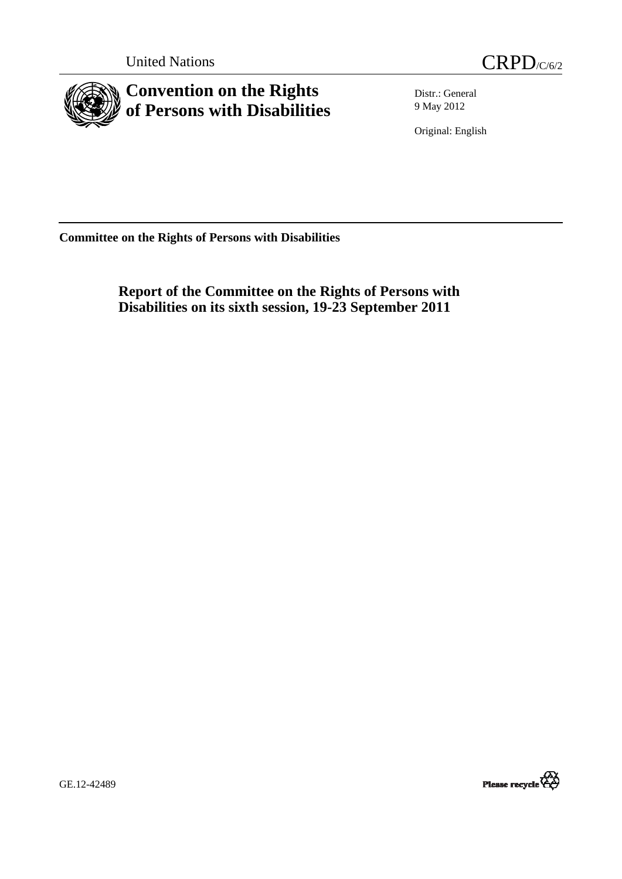United Nations

CRPD/C/6/2

# Convention on the Rights of Persons with Disabilities

Distr.: General
9 May 2012

Original: English

**Committee on the Rights of Persons with Disabilities**

## Report of the Committee on the Rights of Persons with Disabilities on its sixth session, 19-23 September 2011

GE.12-42489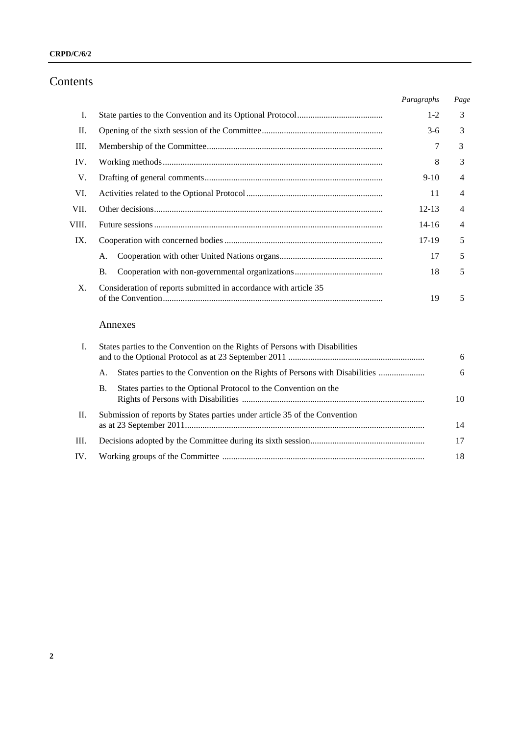# Contents

| | | *Paragraphs* | *Page* |
|---|---|---|---|
| I. | State parties to the Convention and its Optional Protocol | 1-2 | 3 |
| II. | Opening of the sixth session of the Committee | 3-6 | 3 |
| III. | Membership of the Committee | 7 | 3 |
| IV. | Working methods | 8 | 3 |
| V. | Drafting of general comments | 9-10 | 4 |
| VI. | Activities related to the Optional Protocol | 11 | 4 |
| VII. | Other decisions | 12-13 | 4 |
| VIII. | Future sessions | 14-16 | 4 |
| IX. | Cooperation with concerned bodies | 17-19 | 5 |
| | A. Cooperation with other United Nations organs | 17 | 5 |
| | B. Cooperation with non-governmental organizations | 18 | 5 |
| X. | Consideration of reports submitted in accordance with article 35 of the Convention | 19 | 5 |

## Annexes

| | | *Page* |
|---|---|---|
| I. | States parties to the Convention on the Rights of Persons with Disabilities and to the Optional Protocol as at 23 September 2011 | 6 |
| | A. States parties to the Convention on the Rights of Persons with Disabilities | 6 |
| | B. States parties to the Optional Protocol to the Convention on the Rights of Persons with Disabilities | 10 |
| II. | Submission of reports by States parties under article 35 of the Convention as at 23 September 2011 | 14 |
| III. | Decisions adopted by the Committee during its sixth session | 17 |
| IV. | Working groups of the Committee | 18 |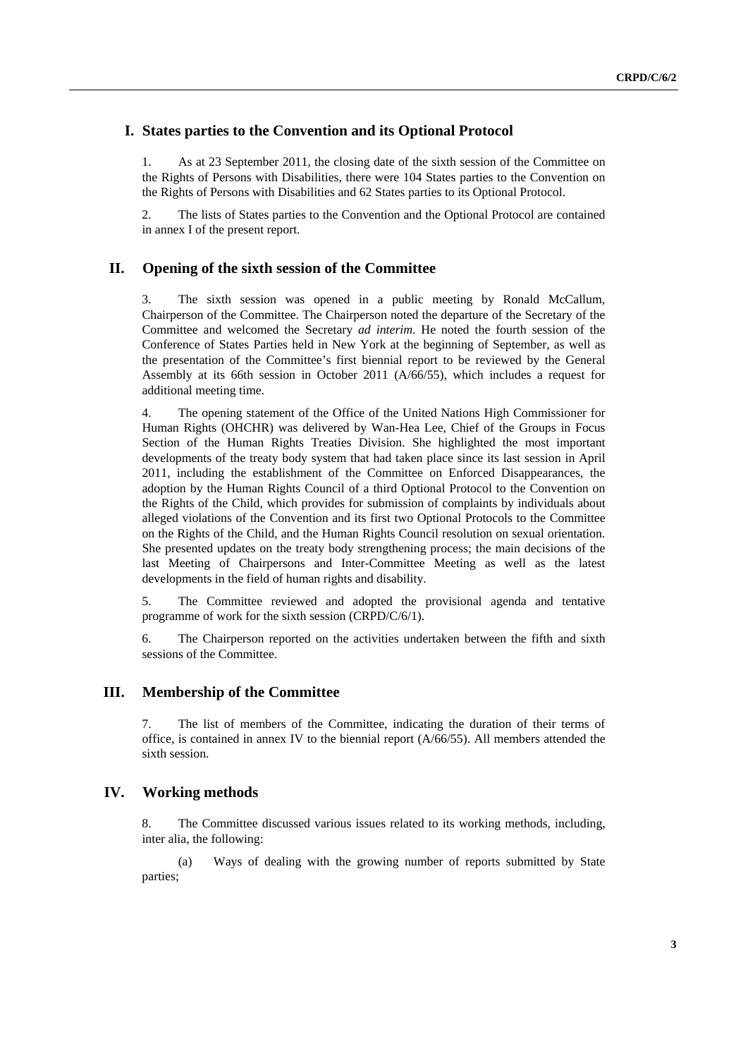## I. States parties to the Convention and its Optional Protocol

1. As at 23 September 2011, the closing date of the sixth session of the Committee on the Rights of Persons with Disabilities, there were 104 States parties to the Convention on the Rights of Persons with Disabilities and 62 States parties to its Optional Protocol.

2. The lists of States parties to the Convention and the Optional Protocol are contained in annex I of the present report.

## II. Opening of the sixth session of the Committee

3. The sixth session was opened in a public meeting by Ronald McCallum, Chairperson of the Committee. The Chairperson noted the departure of the Secretary of the Committee and welcomed the Secretary *ad interim*. He noted the fourth session of the Conference of States Parties held in New York at the beginning of September, as well as the presentation of the Committee's first biennial report to be reviewed by the General Assembly at its 66th session in October 2011 (A/66/55), which includes a request for additional meeting time.

4. The opening statement of the Office of the United Nations High Commissioner for Human Rights (OHCHR) was delivered by Wan-Hea Lee, Chief of the Groups in Focus Section of the Human Rights Treaties Division. She highlighted the most important developments of the treaty body system that had taken place since its last session in April 2011, including the establishment of the Committee on Enforced Disappearances, the adoption by the Human Rights Council of a third Optional Protocol to the Convention on the Rights of the Child, which provides for submission of complaints by individuals about alleged violations of the Convention and its first two Optional Protocols to the Committee on the Rights of the Child, and the Human Rights Council resolution on sexual orientation. She presented updates on the treaty body strengthening process; the main decisions of the last Meeting of Chairpersons and Inter-Committee Meeting as well as the latest developments in the field of human rights and disability.

5. The Committee reviewed and adopted the provisional agenda and tentative programme of work for the sixth session (CRPD/C/6/1).

6. The Chairperson reported on the activities undertaken between the fifth and sixth sessions of the Committee.

## III. Membership of the Committee

7. The list of members of the Committee, indicating the duration of their terms of office, is contained in annex IV to the biennial report (A/66/55). All members attended the sixth session.

## IV. Working methods

8. The Committee discussed various issues related to its working methods, including, inter alia, the following:

(a) Ways of dealing with the growing number of reports submitted by State parties;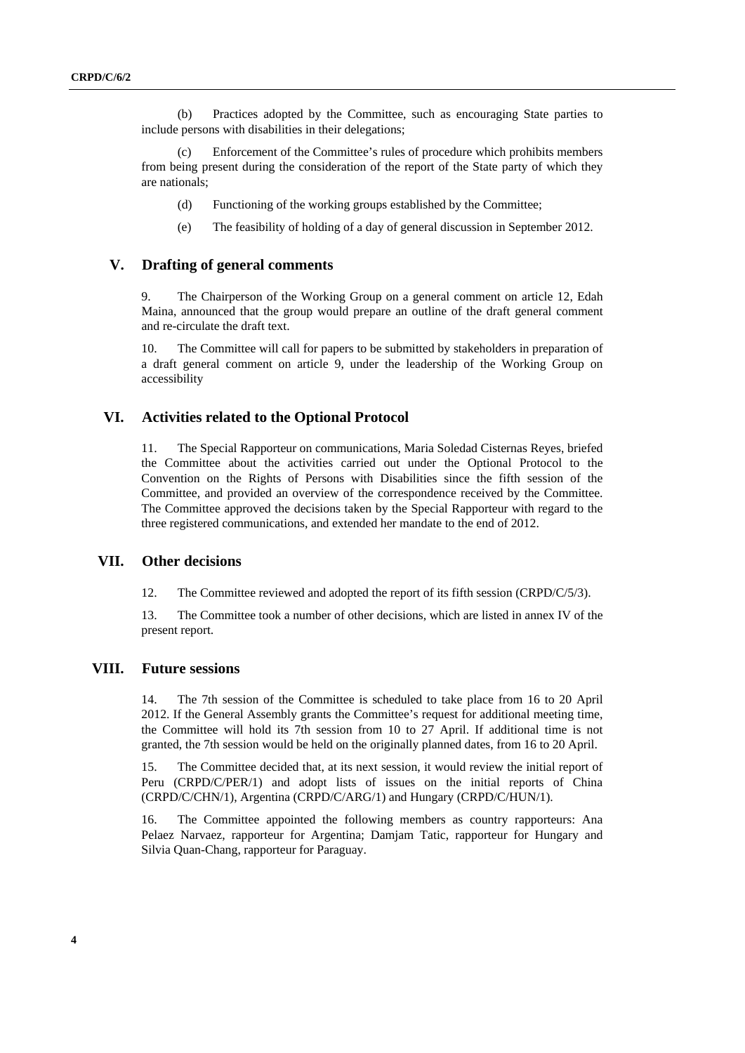(b) Practices adopted by the Committee, such as encouraging State parties to include persons with disabilities in their delegations;

(c) Enforcement of the Committee's rules of procedure which prohibits members from being present during the consideration of the report of the State party of which they are nationals;

(d) Functioning of the working groups established by the Committee;

(e) The feasibility of holding of a day of general discussion in September 2012.

## V. Drafting of general comments

9. The Chairperson of the Working Group on a general comment on article 12, Edah Maina, announced that the group would prepare an outline of the draft general comment and re-circulate the draft text.

10. The Committee will call for papers to be submitted by stakeholders in preparation of a draft general comment on article 9, under the leadership of the Working Group on accessibility

## VI. Activities related to the Optional Protocol

11. The Special Rapporteur on communications, Maria Soledad Cisternas Reyes, briefed the Committee about the activities carried out under the Optional Protocol to the Convention on the Rights of Persons with Disabilities since the fifth session of the Committee, and provided an overview of the correspondence received by the Committee. The Committee approved the decisions taken by the Special Rapporteur with regard to the three registered communications, and extended her mandate to the end of 2012.

## VII. Other decisions

12. The Committee reviewed and adopted the report of its fifth session (CRPD/C/5/3).

13. The Committee took a number of other decisions, which are listed in annex IV of the present report.

## VIII. Future sessions

14. The 7th session of the Committee is scheduled to take place from 16 to 20 April 2012. If the General Assembly grants the Committee's request for additional meeting time, the Committee will hold its 7th session from 10 to 27 April. If additional time is not granted, the 7th session would be held on the originally planned dates, from 16 to 20 April.

15. The Committee decided that, at its next session, it would review the initial report of Peru (CRPD/C/PER/1) and adopt lists of issues on the initial reports of China (CRPD/C/CHN/1), Argentina (CRPD/C/ARG/1) and Hungary (CRPD/C/HUN/1).

16. The Committee appointed the following members as country rapporteurs: Ana Pelaez Narvaez, rapporteur for Argentina; Damjam Tatic, rapporteur for Hungary and Silvia Quan-Chang, rapporteur for Paraguay.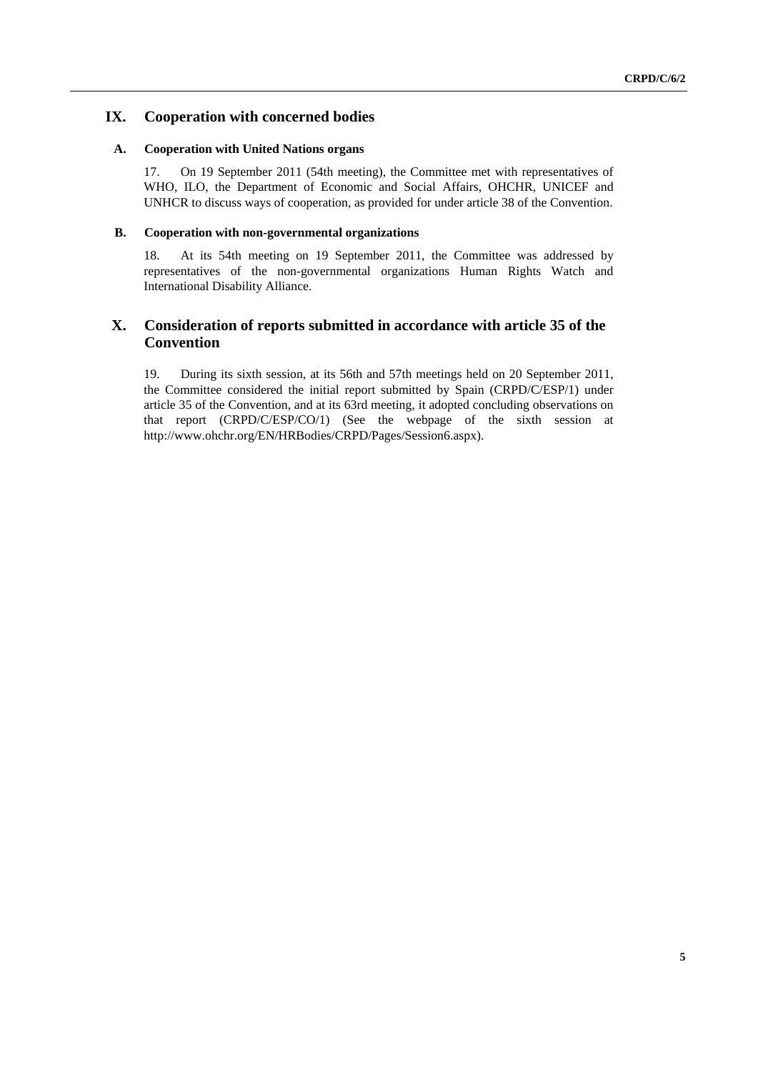## IX. Cooperation with concerned bodies

### A. Cooperation with United Nations organs

17. On 19 September 2011 (54th meeting), the Committee met with representatives of WHO, ILO, the Department of Economic and Social Affairs, OHCHR, UNICEF and UNHCR to discuss ways of cooperation, as provided for under article 38 of the Convention.

### B. Cooperation with non-governmental organizations

18. At its 54th meeting on 19 September 2011, the Committee was addressed by representatives of the non-governmental organizations Human Rights Watch and International Disability Alliance.

## X. Consideration of reports submitted in accordance with article 35 of the Convention

19. During its sixth session, at its 56th and 57th meetings held on 20 September 2011, the Committee considered the initial report submitted by Spain (CRPD/C/ESP/1) under article 35 of the Convention, and at its 63rd meeting, it adopted concluding observations on that report (CRPD/C/ESP/CO/1) (See the webpage of the sixth session at http://www.ohchr.org/EN/HRBodies/CRPD/Pages/Session6.aspx).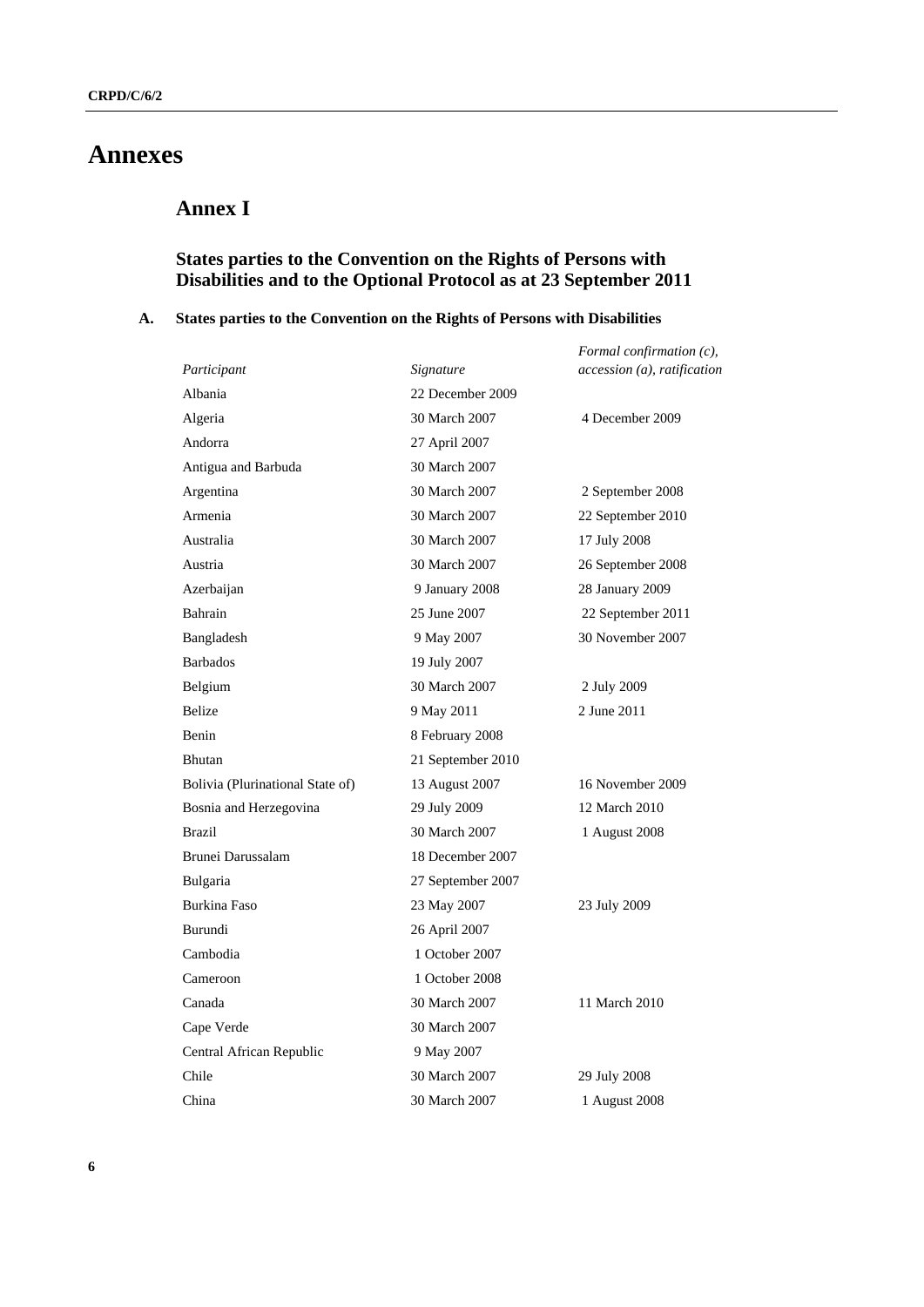# Annexes

## Annex I

### States parties to the Convention on the Rights of Persons with Disabilities and to the Optional Protocol as at 23 September 2011

#### A. States parties to the Convention on the Rights of Persons with Disabilities

| *Participant* | *Signature* | *Formal confirmation (c), accession (a), ratification* |
|---|---|---|
| Albania | 22 December 2009 | |
| Algeria | 30 March 2007 | 4 December 2009 |
| Andorra | 27 April 2007 | |
| Antigua and Barbuda | 30 March 2007 | |
| Argentina | 30 March 2007 | 2 September 2008 |
| Armenia | 30 March 2007 | 22 September 2010 |
| Australia | 30 March 2007 | 17 July 2008 |
| Austria | 30 March 2007 | 26 September 2008 |
| Azerbaijan | 9 January 2008 | 28 January 2009 |
| Bahrain | 25 June 2007 | 22 September 2011 |
| Bangladesh | 9 May 2007 | 30 November 2007 |
| Barbados | 19 July 2007 | |
| Belgium | 30 March 2007 | 2 July 2009 |
| Belize | 9 May 2011 | 2 June 2011 |
| Benin | 8 February 2008 | |
| Bhutan | 21 September 2010 | |
| Bolivia (Plurinational State of) | 13 August 2007 | 16 November 2009 |
| Bosnia and Herzegovina | 29 July 2009 | 12 March 2010 |
| Brazil | 30 March 2007 | 1 August 2008 |
| Brunei Darussalam | 18 December 2007 | |
| Bulgaria | 27 September 2007 | |
| Burkina Faso | 23 May 2007 | 23 July 2009 |
| Burundi | 26 April 2007 | |
| Cambodia | 1 October 2007 | |
| Cameroon | 1 October 2008 | |
| Canada | 30 March 2007 | 11 March 2010 |
| Cape Verde | 30 March 2007 | |
| Central African Republic | 9 May 2007 | |
| Chile | 30 March 2007 | 29 July 2008 |
| China | 30 March 2007 | 1 August 2008 |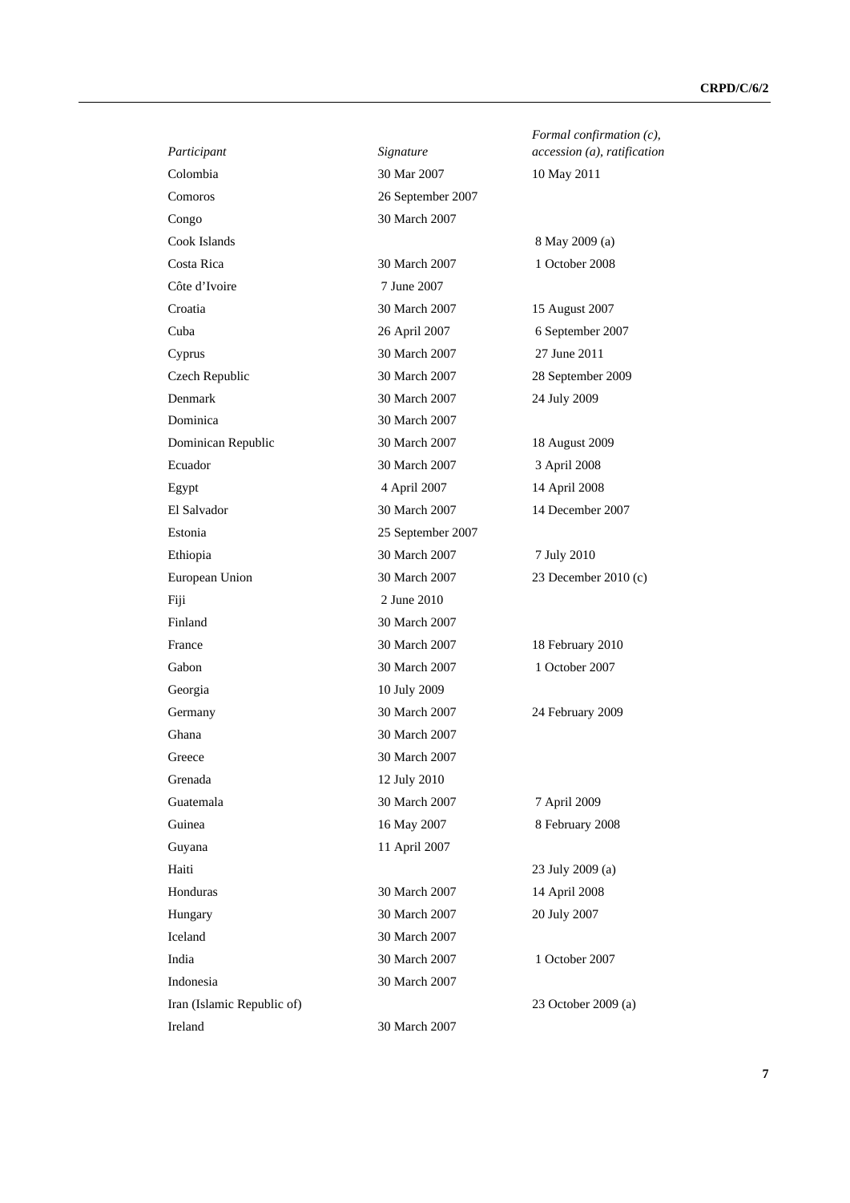| *Participant* | *Signature* | *Formal confirmation (c), accession (a), ratification* |
| --- | --- | --- |
| Colombia | 30 Mar 2007 | 10 May 2011 |
| Comoros | 26 September 2007 | |
| Congo | 30 March 2007 | |
| Cook Islands | | 8 May 2009 (a) |
| Costa Rica | 30 March 2007 | 1 October 2008 |
| Côte d'Ivoire | 7 June 2007 | |
| Croatia | 30 March 2007 | 15 August 2007 |
| Cuba | 26 April 2007 | 6 September 2007 |
| Cyprus | 30 March 2007 | 27 June 2011 |
| Czech Republic | 30 March 2007 | 28 September 2009 |
| Denmark | 30 March 2007 | 24 July 2009 |
| Dominica | 30 March 2007 | |
| Dominican Republic | 30 March 2007 | 18 August 2009 |
| Ecuador | 30 March 2007 | 3 April 2008 |
| Egypt | 4 April 2007 | 14 April 2008 |
| El Salvador | 30 March 2007 | 14 December 2007 |
| Estonia | 25 September 2007 | |
| Ethiopia | 30 March 2007 | 7 July 2010 |
| European Union | 30 March 2007 | 23 December 2010 (c) |
| Fiji | 2 June 2010 | |
| Finland | 30 March 2007 | |
| France | 30 March 2007 | 18 February 2010 |
| Gabon | 30 March 2007 | 1 October 2007 |
| Georgia | 10 July 2009 | |
| Germany | 30 March 2007 | 24 February 2009 |
| Ghana | 30 March 2007 | |
| Greece | 30 March 2007 | |
| Grenada | 12 July 2010 | |
| Guatemala | 30 March 2007 | 7 April 2009 |
| Guinea | 16 May 2007 | 8 February 2008 |
| Guyana | 11 April 2007 | |
| Haiti | | 23 July 2009 (a) |
| Honduras | 30 March 2007 | 14 April 2008 |
| Hungary | 30 March 2007 | 20 July 2007 |
| Iceland | 30 March 2007 | |
| India | 30 March 2007 | 1 October 2007 |
| Indonesia | 30 March 2007 | |
| Iran (Islamic Republic of) | | 23 October 2009 (a) |
| Ireland | 30 March 2007 | |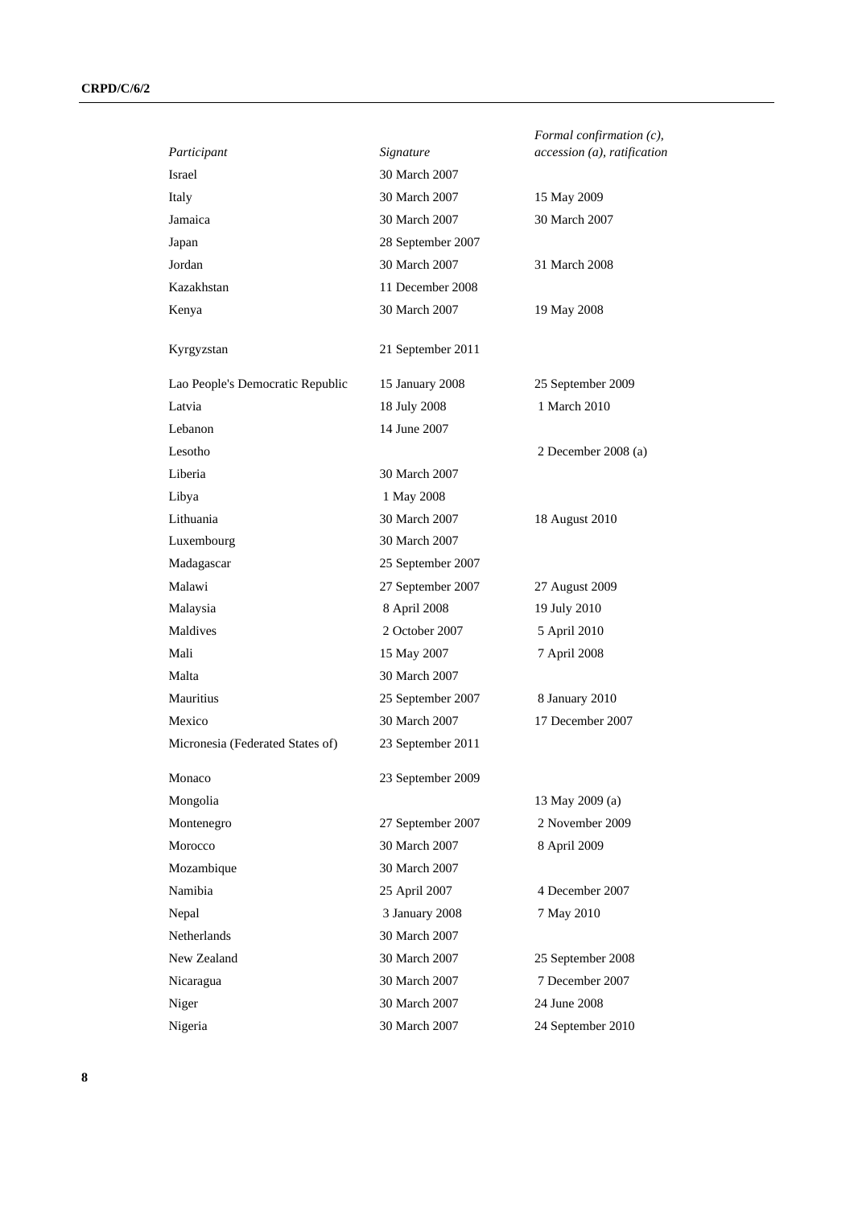| *Participant* | *Signature* | *Formal confirmation (c), accession (a), ratification* |
|---|---|---|
| Israel | 30 March 2007 | |
| Italy | 30 March 2007 | 15 May 2009 |
| Jamaica | 30 March 2007 | 30 March 2007 |
| Japan | 28 September 2007 | |
| Jordan | 30 March 2007 | 31 March 2008 |
| Kazakhstan | 11 December 2008 | |
| Kenya | 30 March 2007 | 19 May 2008 |
| Kyrgyzstan | 21 September 2011 | |
| Lao People's Democratic Republic | 15 January 2008 | 25 September 2009 |
| Latvia | 18 July 2008 | 1 March 2010 |
| Lebanon | 14 June 2007 | |
| Lesotho | | 2 December 2008 (a) |
| Liberia | 30 March 2007 | |
| Libya | 1 May 2008 | |
| Lithuania | 30 March 2007 | 18 August 2010 |
| Luxembourg | 30 March 2007 | |
| Madagascar | 25 September 2007 | |
| Malawi | 27 September 2007 | 27 August 2009 |
| Malaysia | 8 April 2008 | 19 July 2010 |
| Maldives | 2 October 2007 | 5 April 2010 |
| Mali | 15 May 2007 | 7 April 2008 |
| Malta | 30 March 2007 | |
| Mauritius | 25 September 2007 | 8 January 2010 |
| Mexico | 30 March 2007 | 17 December 2007 |
| Micronesia (Federated States of) | 23 September 2011 | |
| Monaco | 23 September 2009 | |
| Mongolia | | 13 May 2009 (a) |
| Montenegro | 27 September 2007 | 2 November 2009 |
| Morocco | 30 March 2007 | 8 April 2009 |
| Mozambique | 30 March 2007 | |
| Namibia | 25 April 2007 | 4 December 2007 |
| Nepal | 3 January 2008 | 7 May 2010 |
| Netherlands | 30 March 2007 | |
| New Zealand | 30 March 2007 | 25 September 2008 |
| Nicaragua | 30 March 2007 | 7 December 2007 |
| Niger | 30 March 2007 | 24 June 2008 |
| Nigeria | 30 March 2007 | 24 September 2010 |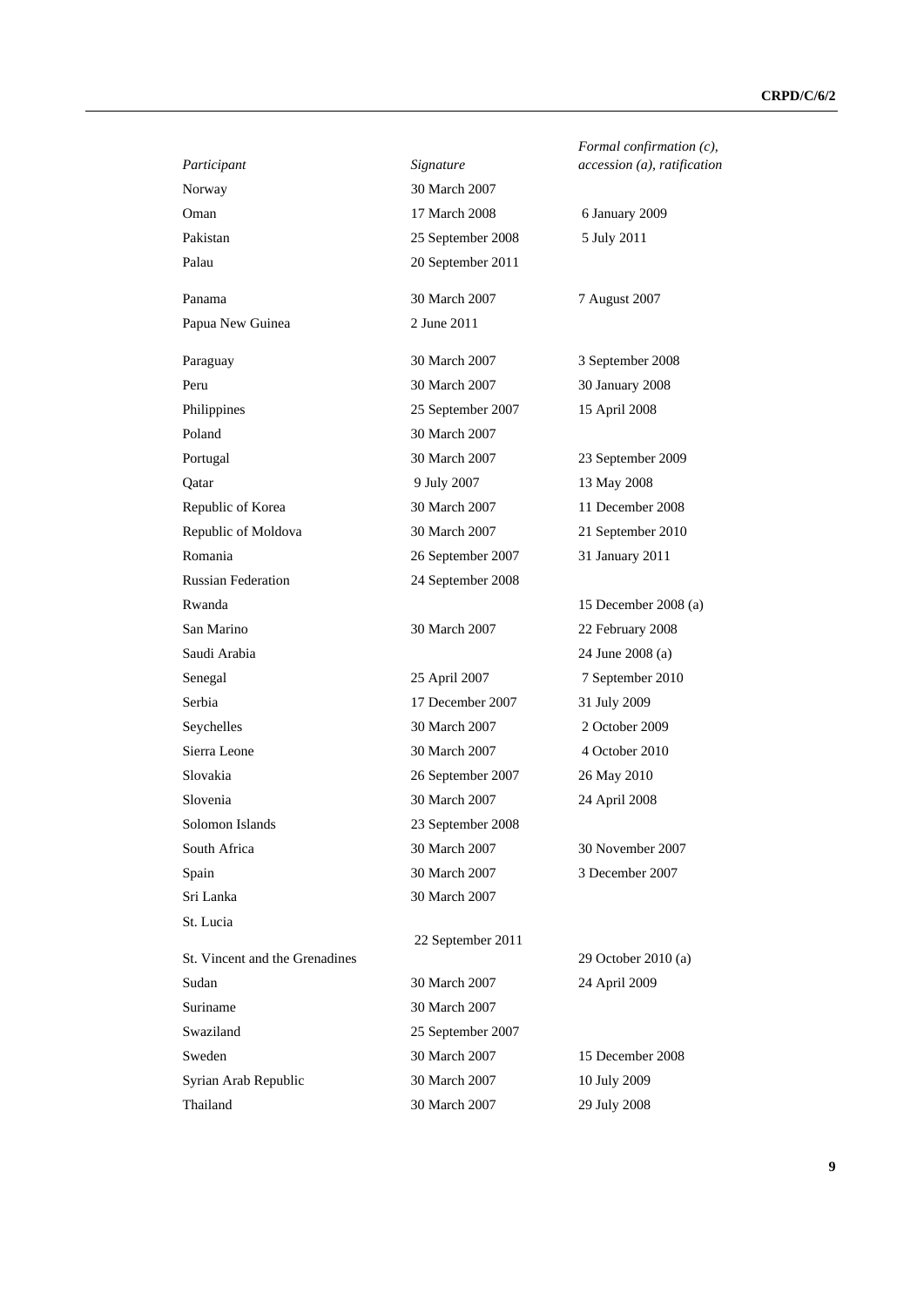| *Participant* | *Signature* | *Formal confirmation (c), accession (a), ratification* |
|---|---|---|
| Norway | 30 March 2007 | |
| Oman | 17 March 2008 | 6 January 2009 |
| Pakistan | 25 September 2008 | 5 July 2011 |
| Palau | 20 September 2011 | |
| Panama | 30 March 2007 | 7 August 2007 |
| Papua New Guinea | 2 June 2011 | |
| Paraguay | 30 March 2007 | 3 September 2008 |
| Peru | 30 March 2007 | 30 January 2008 |
| Philippines | 25 September 2007 | 15 April 2008 |
| Poland | 30 March 2007 | |
| Portugal | 30 March 2007 | 23 September 2009 |
| Qatar | 9 July 2007 | 13 May 2008 |
| Republic of Korea | 30 March 2007 | 11 December 2008 |
| Republic of Moldova | 30 March 2007 | 21 September 2010 |
| Romania | 26 September 2007 | 31 January 2011 |
| Russian Federation | 24 September 2008 | |
| Rwanda | | 15 December 2008 (a) |
| San Marino | 30 March 2007 | 22 February 2008 |
| Saudi Arabia | | 24 June 2008 (a) |
| Senegal | 25 April 2007 | 7 September 2010 |
| Serbia | 17 December 2007 | 31 July 2009 |
| Seychelles | 30 March 2007 | 2 October 2009 |
| Sierra Leone | 30 March 2007 | 4 October 2010 |
| Slovakia | 26 September 2007 | 26 May 2010 |
| Slovenia | 30 March 2007 | 24 April 2008 |
| Solomon Islands | 23 September 2008 | |
| South Africa | 30 March 2007 | 30 November 2007 |
| Spain | 30 March 2007 | 3 December 2007 |
| Sri Lanka | 30 March 2007 | |
| St. Lucia | 22 September 2011 | |
| St. Vincent and the Grenadines | | 29 October 2010 (a) |
| Sudan | 30 March 2007 | 24 April 2009 |
| Suriname | 30 March 2007 | |
| Swaziland | 25 September 2007 | |
| Sweden | 30 March 2007 | 15 December 2008 |
| Syrian Arab Republic | 30 March 2007 | 10 July 2009 |
| Thailand | 30 March 2007 | 29 July 2008 |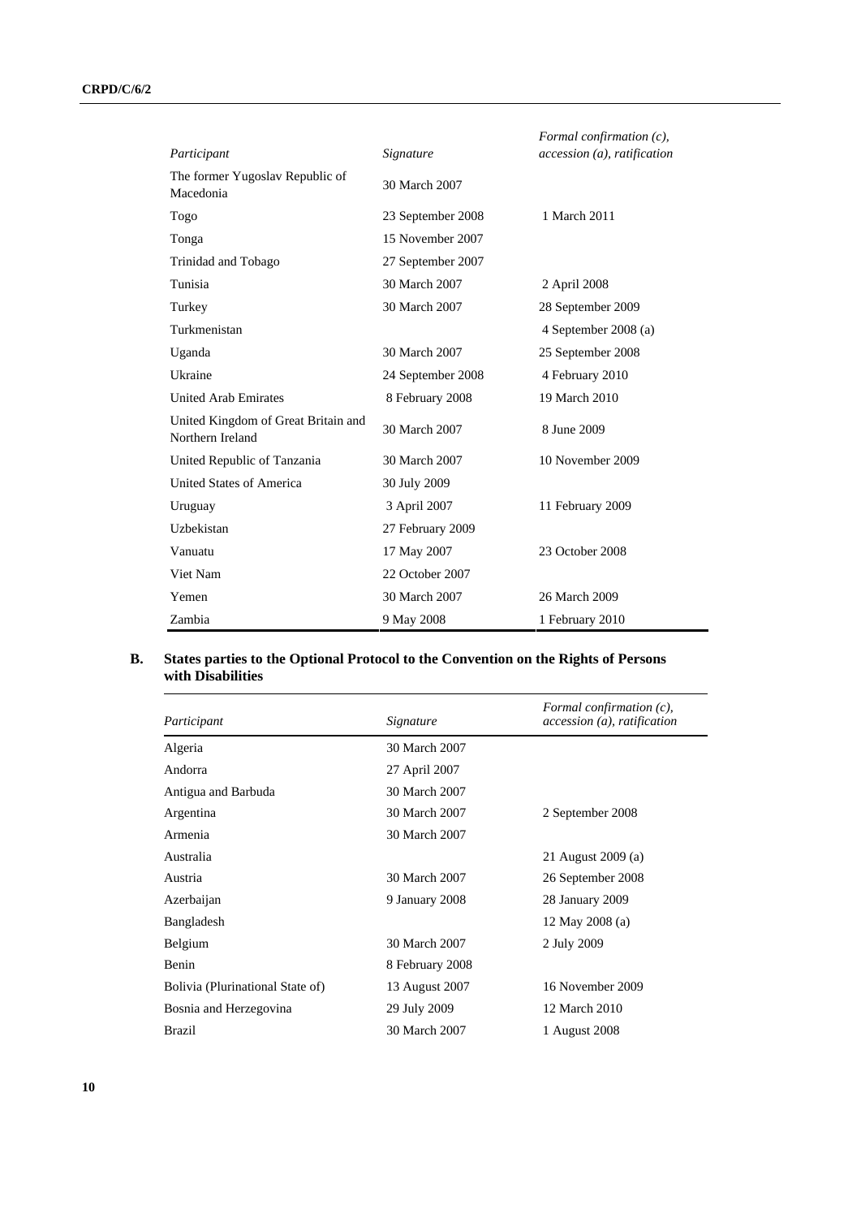| Participant | Signature | Formal confirmation (c), accession (a), ratification |
|---|---|---|
| The former Yugoslav Republic of Macedonia | 30 March 2007 | |
| Togo | 23 September 2008 | 1 March 2011 |
| Tonga | 15 November 2007 | |
| Trinidad and Tobago | 27 September 2007 | |
| Tunisia | 30 March 2007 | 2 April 2008 |
| Turkey | 30 March 2007 | 28 September 2009 |
| Turkmenistan | | 4 September 2008 (a) |
| Uganda | 30 March 2007 | 25 September 2008 |
| Ukraine | 24 September 2008 | 4 February 2010 |
| United Arab Emirates | 8 February 2008 | 19 March 2010 |
| United Kingdom of Great Britain and Northern Ireland | 30 March 2007 | 8 June 2009 |
| United Republic of Tanzania | 30 March 2007 | 10 November 2009 |
| United States of America | 30 July 2009 | |
| Uruguay | 3 April 2007 | 11 February 2009 |
| Uzbekistan | 27 February 2009 | |
| Vanuatu | 17 May 2007 | 23 October 2008 |
| Viet Nam | 22 October 2007 | |
| Yemen | 30 March 2007 | 26 March 2009 |
| Zambia | 9 May 2008 | 1 February 2010 |

## B. States parties to the Optional Protocol to the Convention on the Rights of Persons with Disabilities

| Participant | Signature | Formal confirmation (c), accession (a), ratification |
|---|---|---|
| Algeria | 30 March 2007 | |
| Andorra | 27 April 2007 | |
| Antigua and Barbuda | 30 March 2007 | |
| Argentina | 30 March 2007 | 2 September 2008 |
| Armenia | 30 March 2007 | |
| Australia | | 21 August 2009 (a) |
| Austria | 30 March 2007 | 26 September 2008 |
| Azerbaijan | 9 January 2008 | 28 January 2009 |
| Bangladesh | | 12 May 2008 (a) |
| Belgium | 30 March 2007 | 2 July 2009 |
| Benin | 8 February 2008 | |
| Bolivia (Plurinational State of) | 13 August 2007 | 16 November 2009 |
| Bosnia and Herzegovina | 29 July 2009 | 12 March 2010 |
| Brazil | 30 March 2007 | 1 August 2008 |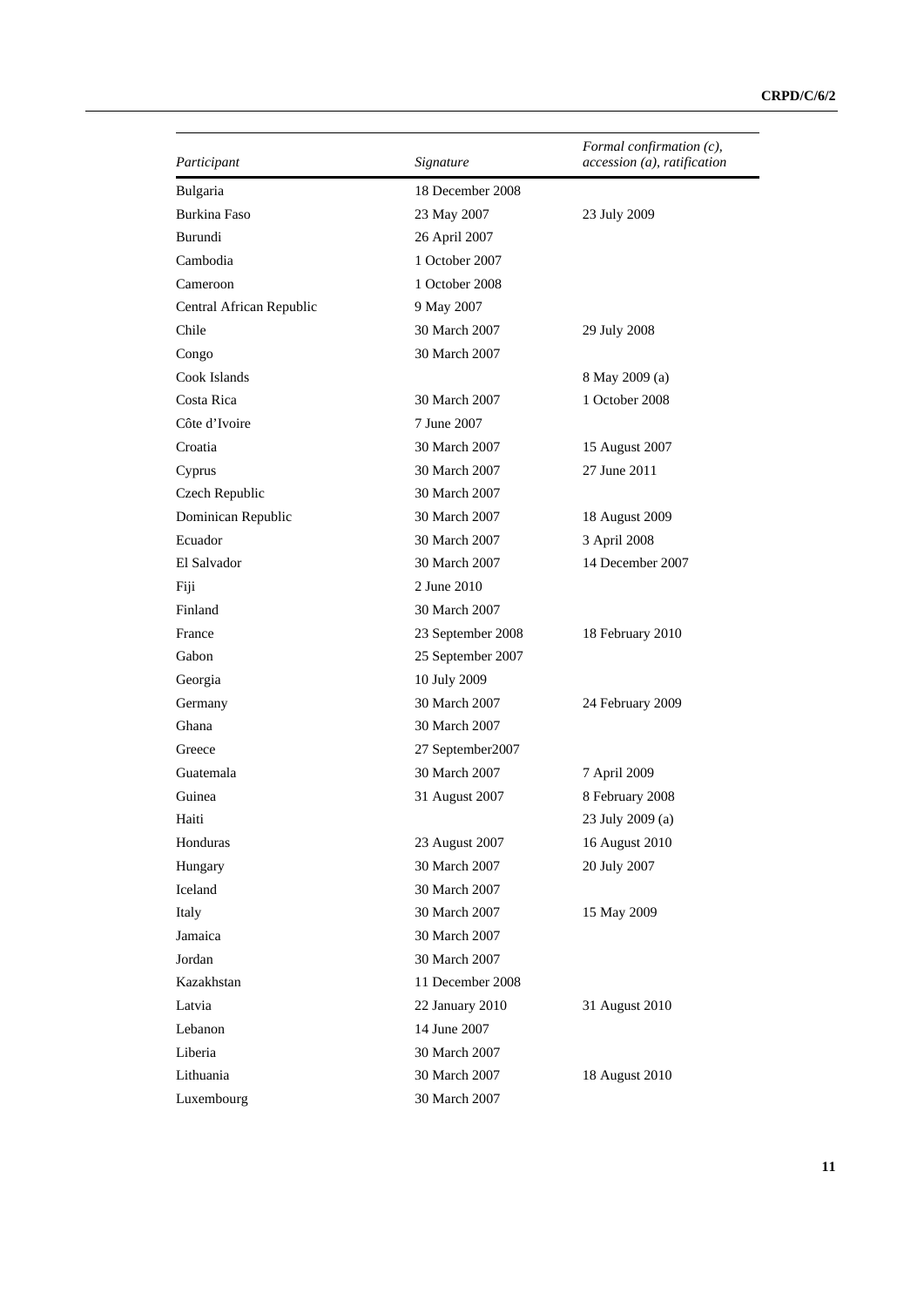| *Participant* | *Signature* | *Formal confirmation (c), accession (a), ratification* |
| --- | --- | --- |
| Bulgaria | 18 December 2008 | |
| Burkina Faso | 23 May 2007 | 23 July 2009 |
| Burundi | 26 April 2007 | |
| Cambodia | 1 October 2007 | |
| Cameroon | 1 October 2008 | |
| Central African Republic | 9 May 2007 | |
| Chile | 30 March 2007 | 29 July 2008 |
| Congo | 30 March 2007 | |
| Cook Islands | | 8 May 2009 (a) |
| Costa Rica | 30 March 2007 | 1 October 2008 |
| Côte d'Ivoire | 7 June 2007 | |
| Croatia | 30 March 2007 | 15 August 2007 |
| Cyprus | 30 March 2007 | 27 June 2011 |
| Czech Republic | 30 March 2007 | |
| Dominican Republic | 30 March 2007 | 18 August 2009 |
| Ecuador | 30 March 2007 | 3 April 2008 |
| El Salvador | 30 March 2007 | 14 December 2007 |
| Fiji | 2 June 2010 | |
| Finland | 30 March 2007 | |
| France | 23 September 2008 | 18 February 2010 |
| Gabon | 25 September 2007 | |
| Georgia | 10 July 2009 | |
| Germany | 30 March 2007 | 24 February 2009 |
| Ghana | 30 March 2007 | |
| Greece | 27 September2007 | |
| Guatemala | 30 March 2007 | 7 April 2009 |
| Guinea | 31 August 2007 | 8 February 2008 |
| Haiti | | 23 July 2009 (a) |
| Honduras | 23 August 2007 | 16 August 2010 |
| Hungary | 30 March 2007 | 20 July 2007 |
| Iceland | 30 March 2007 | |
| Italy | 30 March 2007 | 15 May 2009 |
| Jamaica | 30 March 2007 | |
| Jordan | 30 March 2007 | |
| Kazakhstan | 11 December 2008 | |
| Latvia | 22 January 2010 | 31 August 2010 |
| Lebanon | 14 June 2007 | |
| Liberia | 30 March 2007 | |
| Lithuania | 30 March 2007 | 18 August 2010 |
| Luxembourg | 30 March 2007 | |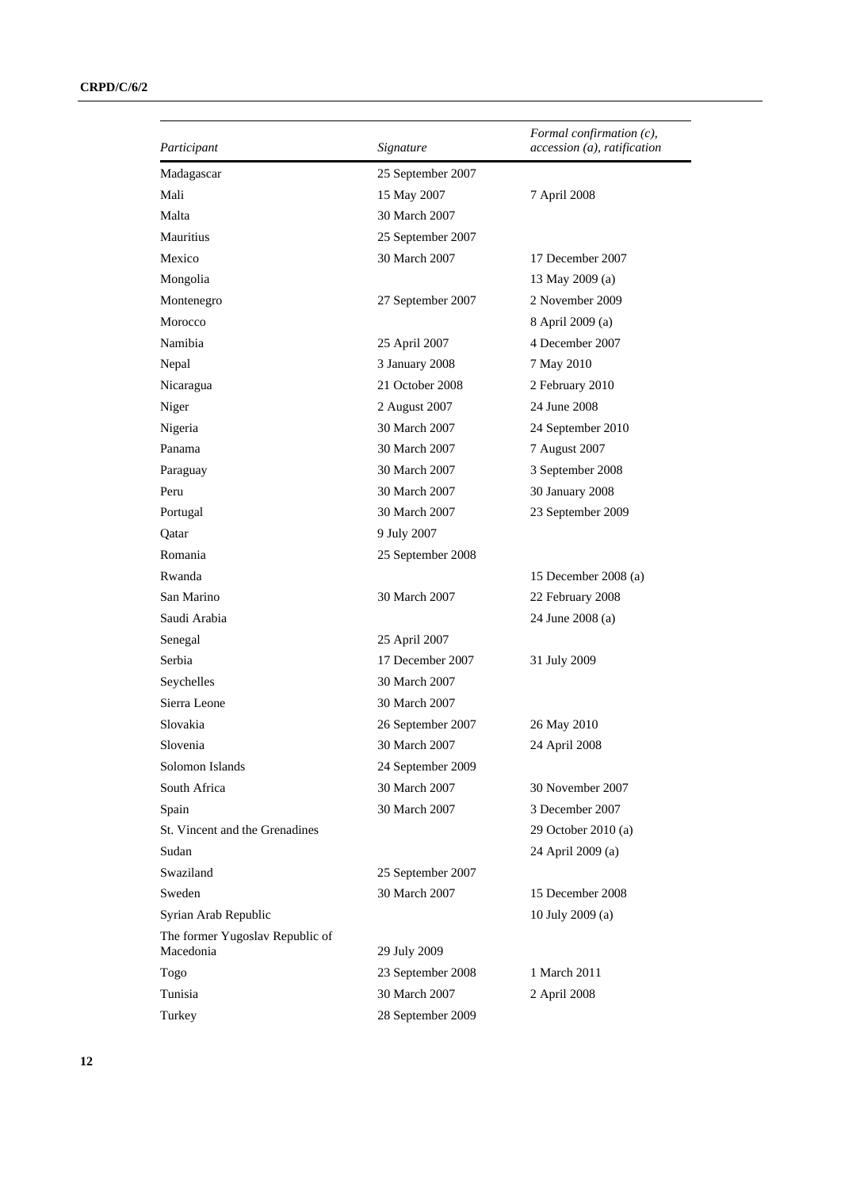| Participant | Signature | Formal confirmation (c), accession (a), ratification |
|---|---|---|
| Madagascar | 25 September 2007 | |
| Mali | 15 May 2007 | 7 April 2008 |
| Malta | 30 March 2007 | |
| Mauritius | 25 September 2007 | |
| Mexico | 30 March 2007 | 17 December 2007 |
| Mongolia | | 13 May 2009 (a) |
| Montenegro | 27 September 2007 | 2 November 2009 |
| Morocco | | 8 April 2009 (a) |
| Namibia | 25 April 2007 | 4 December 2007 |
| Nepal | 3 January 2008 | 7 May 2010 |
| Nicaragua | 21 October 2008 | 2 February 2010 |
| Niger | 2 August 2007 | 24 June 2008 |
| Nigeria | 30 March 2007 | 24 September 2010 |
| Panama | 30 March 2007 | 7 August 2007 |
| Paraguay | 30 March 2007 | 3 September 2008 |
| Peru | 30 March 2007 | 30 January 2008 |
| Portugal | 30 March 2007 | 23 September 2009 |
| Qatar | 9 July 2007 | |
| Romania | 25 September 2008 | |
| Rwanda | | 15 December 2008 (a) |
| San Marino | 30 March 2007 | 22 February 2008 |
| Saudi Arabia | | 24 June 2008 (a) |
| Senegal | 25 April 2007 | |
| Serbia | 17 December 2007 | 31 July 2009 |
| Seychelles | 30 March 2007 | |
| Sierra Leone | 30 March 2007 | |
| Slovakia | 26 September 2007 | 26 May 2010 |
| Slovenia | 30 March 2007 | 24 April 2008 |
| Solomon Islands | 24 September 2009 | |
| South Africa | 30 March 2007 | 30 November 2007 |
| Spain | 30 March 2007 | 3 December 2007 |
| St. Vincent and the Grenadines | | 29 October 2010 (a) |
| Sudan | | 24 April 2009 (a) |
| Swaziland | 25 September 2007 | |
| Sweden | 30 March 2007 | 15 December 2008 |
| Syrian Arab Republic | | 10 July 2009 (a) |
| The former Yugoslav Republic of Macedonia | 29 July 2009 | |
| Togo | 23 September 2008 | 1 March 2011 |
| Tunisia | 30 March 2007 | 2 April 2008 |
| Turkey | 28 September 2009 | |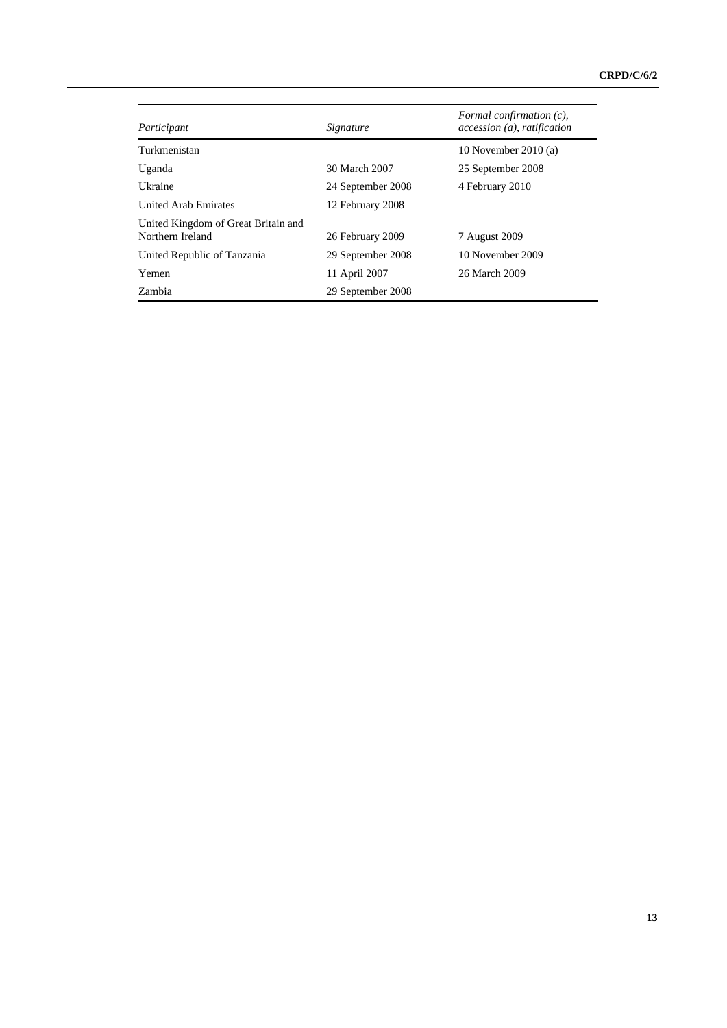| *Participant* | *Signature* | *Formal confirmation (c), accession (a), ratification* |
| --- | --- | --- |
| Turkmenistan | | 10 November 2010 (a) |
| Uganda | 30 March 2007 | 25 September 2008 |
| Ukraine | 24 September 2008 | 4 February 2010 |
| United Arab Emirates | 12 February 2008 | |
| United Kingdom of Great Britain and Northern Ireland | 26 February 2009 | 7 August 2009 |
| United Republic of Tanzania | 29 September 2008 | 10 November 2009 |
| Yemen | 11 April 2007 | 26 March 2009 |
| Zambia | 29 September 2008 | |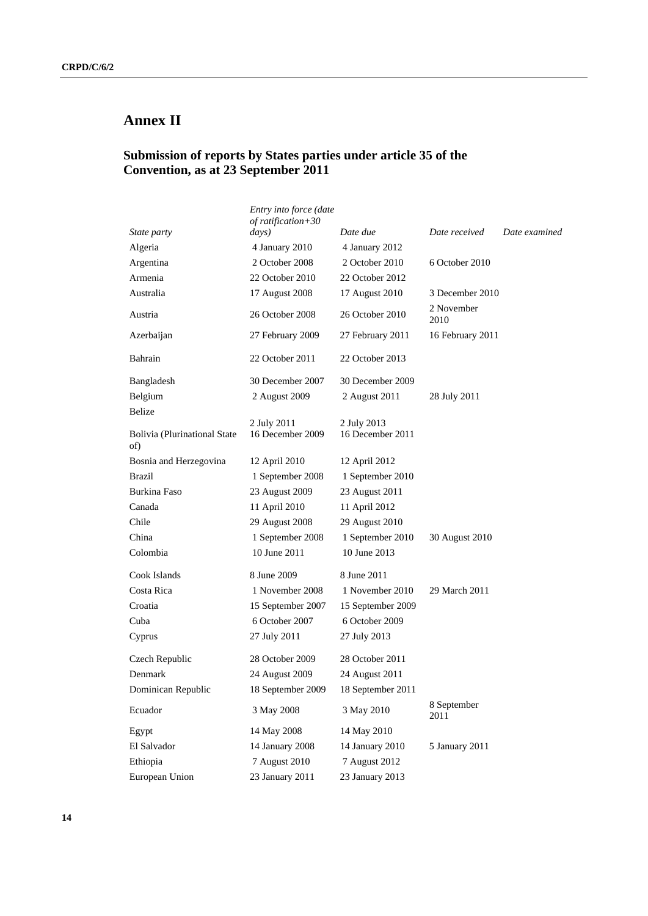# Annex II

## Submission of reports by States parties under article 35 of the Convention, as at 23 September 2011

| *State party* | *Entry into force (date of ratification+30 days)* | *Date due* | *Date received* | *Date examined* |
|---|---|---|---|---|
| Algeria | 4 January 2010 | 4 January 2012 | | |
| Argentina | 2 October 2008 | 2 October 2010 | 6 October 2010 | |
| Armenia | 22 October 2010 | 22 October 2012 | | |
| Australia | 17 August 2008 | 17 August 2010 | 3 December 2010 | |
| Austria | 26 October 2008 | 26 October 2010 | 2 November 2010 | |
| Azerbaijan | 27 February 2009 | 27 February 2011 | 16 February 2011 | |
| Bahrain | 22 October 2011 | 22 October 2013 | | |
| Bangladesh | 30 December 2007 | 30 December 2009 | | |
| Belgium | 2 August 2009 | 2 August 2011 | 28 July 2011 | |
| Belize | 2 July 2011 | 2 July 2013 | | |
| Bolivia (Plurinational State of) | 16 December 2009 | 16 December 2011 | | |
| Bosnia and Herzegovina | 12 April 2010 | 12 April 2012 | | |
| Brazil | 1 September 2008 | 1 September 2010 | | |
| Burkina Faso | 23 August 2009 | 23 August 2011 | | |
| Canada | 11 April 2010 | 11 April 2012 | | |
| Chile | 29 August 2008 | 29 August 2010 | | |
| China | 1 September 2008 | 1 September 2010 | 30 August 2010 | |
| Colombia | 10 June 2011 | 10 June 2013 | | |
| Cook Islands | 8 June 2009 | 8 June 2011 | | |
| Costa Rica | 1 November 2008 | 1 November 2010 | 29 March 2011 | |
| Croatia | 15 September 2007 | 15 September 2009 | | |
| Cuba | 6 October 2007 | 6 October 2009 | | |
| Cyprus | 27 July 2011 | 27 July 2013 | | |
| Czech Republic | 28 October 2009 | 28 October 2011 | | |
| Denmark | 24 August 2009 | 24 August 2011 | | |
| Dominican Republic | 18 September 2009 | 18 September 2011 | | |
| Ecuador | 3 May 2008 | 3 May 2010 | 8 September 2011 | |
| Egypt | 14 May 2008 | 14 May 2010 | | |
| El Salvador | 14 January 2008 | 14 January 2010 | 5 January 2011 | |
| Ethiopia | 7 August 2010 | 7 August 2012 | | |
| European Union | 23 January 2011 | 23 January 2013 | | |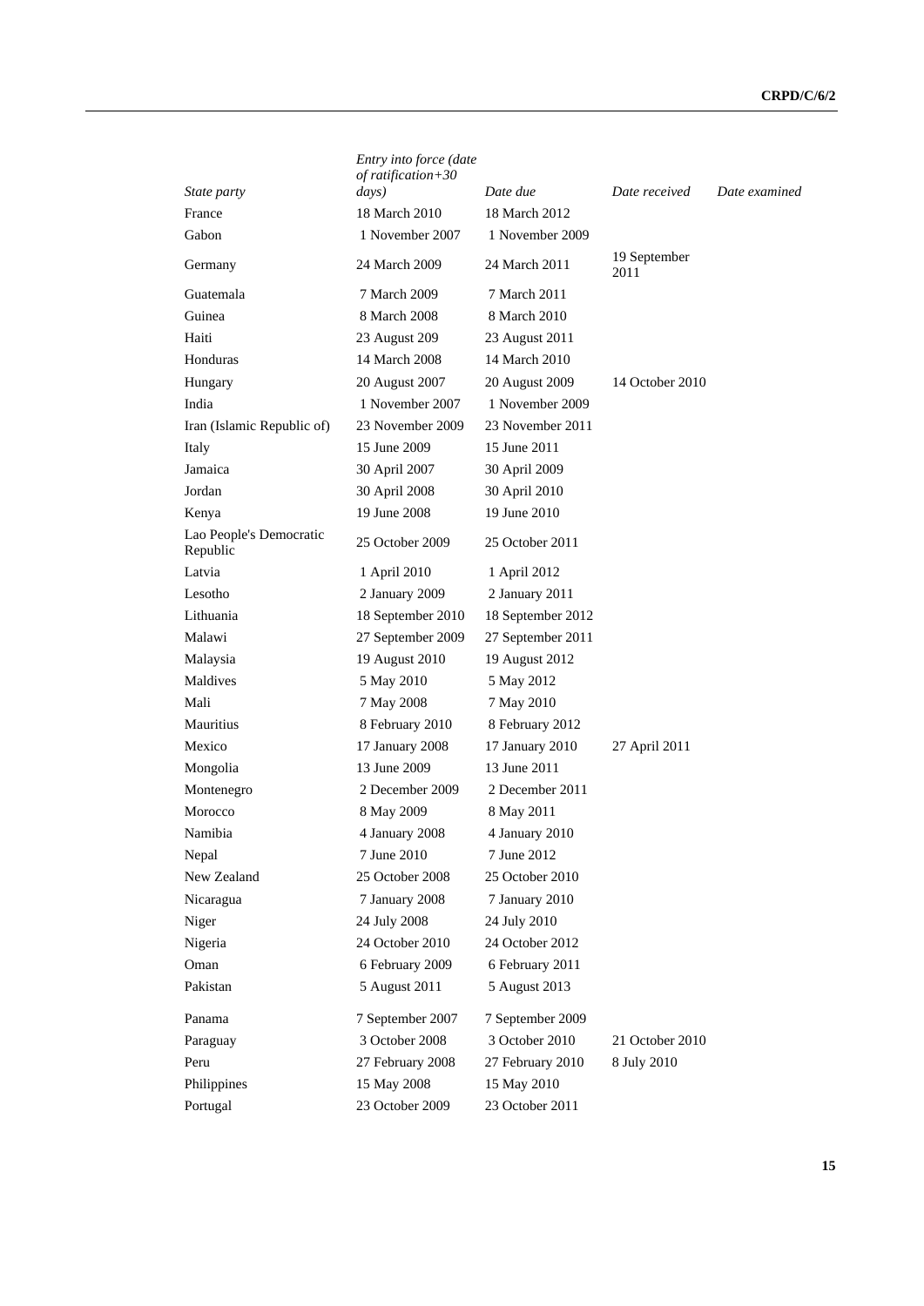| State party | Entry into force (date of ratification+30 days) | Date due | Date received | Date examined |
|---|---|---|---|---|
| France | 18 March 2010 | 18 March 2012 | | |
| Gabon | 1 November 2007 | 1 November 2009 | | |
| Germany | 24 March 2009 | 24 March 2011 | 19 September 2011 | |
| Guatemala | 7 March 2009 | 7 March 2011 | | |
| Guinea | 8 March 2008 | 8 March 2010 | | |
| Haiti | 23 August 209 | 23 August 2011 | | |
| Honduras | 14 March 2008 | 14 March 2010 | | |
| Hungary | 20 August 2007 | 20 August 2009 | 14 October 2010 | |
| India | 1 November 2007 | 1 November 2009 | | |
| Iran (Islamic Republic of) | 23 November 2009 | 23 November 2011 | | |
| Italy | 15 June 2009 | 15 June 2011 | | |
| Jamaica | 30 April 2007 | 30 April 2009 | | |
| Jordan | 30 April 2008 | 30 April 2010 | | |
| Kenya | 19 June 2008 | 19 June 2010 | | |
| Lao People's Democratic Republic | 25 October 2009 | 25 October 2011 | | |
| Latvia | 1 April 2010 | 1 April 2012 | | |
| Lesotho | 2 January 2009 | 2 January 2011 | | |
| Lithuania | 18 September 2010 | 18 September 2012 | | |
| Malawi | 27 September 2009 | 27 September 2011 | | |
| Malaysia | 19 August 2010 | 19 August 2012 | | |
| Maldives | 5 May 2010 | 5 May 2012 | | |
| Mali | 7 May 2008 | 7 May 2010 | | |
| Mauritius | 8 February 2010 | 8 February 2012 | | |
| Mexico | 17 January 2008 | 17 January 2010 | 27 April 2011 | |
| Mongolia | 13 June 2009 | 13 June 2011 | | |
| Montenegro | 2 December 2009 | 2 December 2011 | | |
| Morocco | 8 May 2009 | 8 May 2011 | | |
| Namibia | 4 January 2008 | 4 January 2010 | | |
| Nepal | 7 June 2010 | 7 June 2012 | | |
| New Zealand | 25 October 2008 | 25 October 2010 | | |
| Nicaragua | 7 January 2008 | 7 January 2010 | | |
| Niger | 24 July 2008 | 24 July 2010 | | |
| Nigeria | 24 October 2010 | 24 October 2012 | | |
| Oman | 6 February 2009 | 6 February 2011 | | |
| Pakistan | 5 August 2011 | 5 August 2013 | | |
| Panama | 7 September 2007 | 7 September 2009 | | |
| Paraguay | 3 October 2008 | 3 October 2010 | 21 October 2010 | |
| Peru | 27 February 2008 | 27 February 2010 | 8 July 2010 | |
| Philippines | 15 May 2008 | 15 May 2010 | | |
| Portugal | 23 October 2009 | 23 October 2011 | | |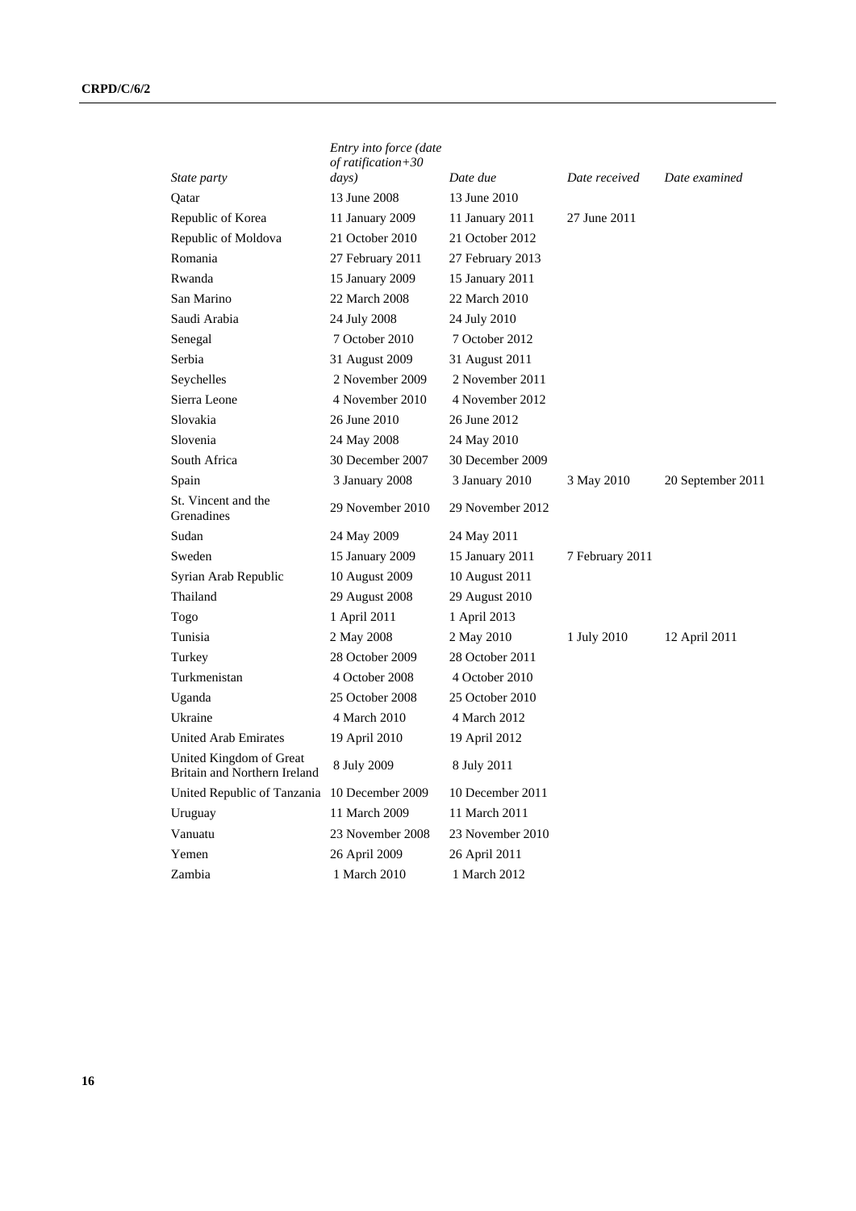| *State party* | *Entry into force (date of ratification+30 days)* | *Date due* | *Date received* | *Date examined* |
| --- | --- | --- | --- | --- |
| Qatar | 13 June 2008 | 13 June 2010 | | |
| Republic of Korea | 11 January 2009 | 11 January 2011 | 27 June 2011 | |
| Republic of Moldova | 21 October 2010 | 21 October 2012 | | |
| Romania | 27 February 2011 | 27 February 2013 | | |
| Rwanda | 15 January 2009 | 15 January 2011 | | |
| San Marino | 22 March 2008 | 22 March 2010 | | |
| Saudi Arabia | 24 July 2008 | 24 July 2010 | | |
| Senegal | 7 October 2010 | 7 October 2012 | | |
| Serbia | 31 August 2009 | 31 August 2011 | | |
| Seychelles | 2 November 2009 | 2 November 2011 | | |
| Sierra Leone | 4 November 2010 | 4 November 2012 | | |
| Slovakia | 26 June 2010 | 26 June 2012 | | |
| Slovenia | 24 May 2008 | 24 May 2010 | | |
| South Africa | 30 December 2007 | 30 December 2009 | | |
| Spain | 3 January 2008 | 3 January 2010 | 3 May 2010 | 20 September 2011 |
| St. Vincent and the Grenadines | 29 November 2010 | 29 November 2012 | | |
| Sudan | 24 May 2009 | 24 May 2011 | | |
| Sweden | 15 January 2009 | 15 January 2011 | 7 February 2011 | |
| Syrian Arab Republic | 10 August 2009 | 10 August 2011 | | |
| Thailand | 29 August 2008 | 29 August 2010 | | |
| Togo | 1 April 2011 | 1 April 2013 | | |
| Tunisia | 2 May 2008 | 2 May 2010 | 1 July 2010 | 12 April 2011 |
| Turkey | 28 October 2009 | 28 October 2011 | | |
| Turkmenistan | 4 October 2008 | 4 October 2010 | | |
| Uganda | 25 October 2008 | 25 October 2010 | | |
| Ukraine | 4 March 2010 | 4 March 2012 | | |
| United Arab Emirates | 19 April 2010 | 19 April 2012 | | |
| United Kingdom of Great Britain and Northern Ireland | 8 July 2009 | 8 July 2011 | | |
| United Republic of Tanzania | 10 December 2009 | 10 December 2011 | | |
| Uruguay | 11 March 2009 | 11 March 2011 | | |
| Vanuatu | 23 November 2008 | 23 November 2010 | | |
| Yemen | 26 April 2009 | 26 April 2011 | | |
| Zambia | 1 March 2010 | 1 March 2012 | | |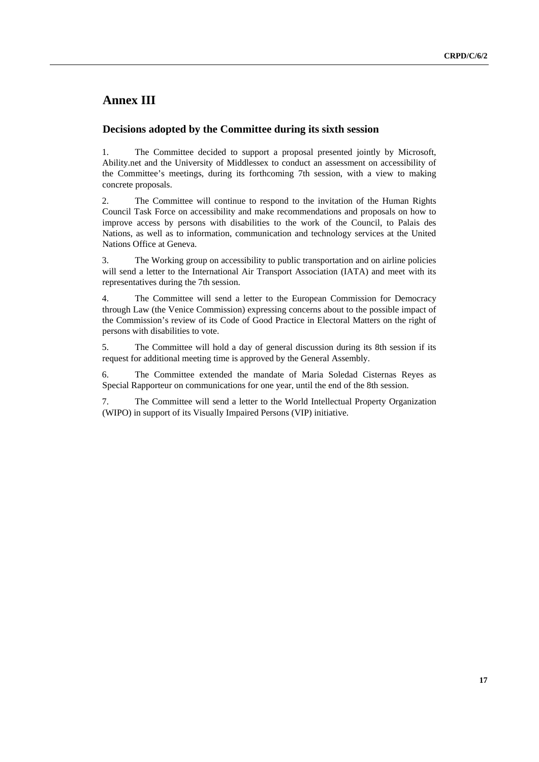# Annex III

## Decisions adopted by the Committee during its sixth session

1. The Committee decided to support a proposal presented jointly by Microsoft, Ability.net and the University of Middlessex to conduct an assessment on accessibility of the Committee's meetings, during its forthcoming 7th session, with a view to making concrete proposals.

2. The Committee will continue to respond to the invitation of the Human Rights Council Task Force on accessibility and make recommendations and proposals on how to improve access by persons with disabilities to the work of the Council, to Palais des Nations, as well as to information, communication and technology services at the United Nations Office at Geneva.

3. The Working group on accessibility to public transportation and on airline policies will send a letter to the International Air Transport Association (IATA) and meet with its representatives during the 7th session.

4. The Committee will send a letter to the European Commission for Democracy through Law (the Venice Commission) expressing concerns about to the possible impact of the Commission's review of its Code of Good Practice in Electoral Matters on the right of persons with disabilities to vote.

5. The Committee will hold a day of general discussion during its 8th session if its request for additional meeting time is approved by the General Assembly.

6. The Committee extended the mandate of Maria Soledad Cisternas Reyes as Special Rapporteur on communications for one year, until the end of the 8th session.

7. The Committee will send a letter to the World Intellectual Property Organization (WIPO) in support of its Visually Impaired Persons (VIP) initiative.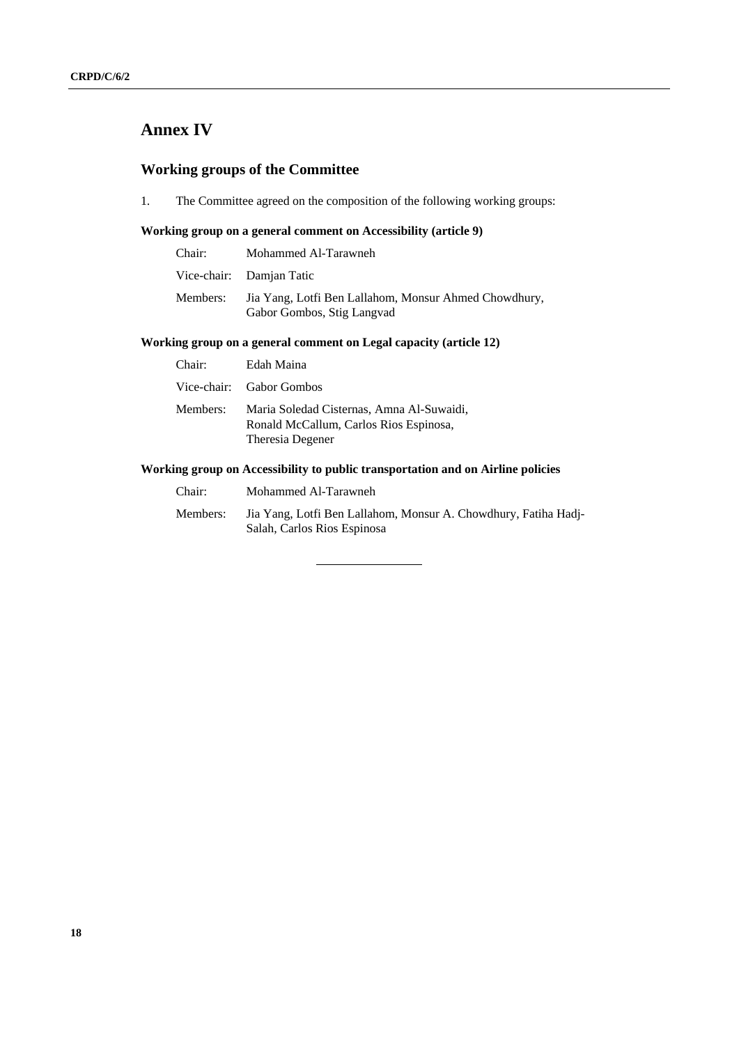# Annex IV

## Working groups of the Committee

1. The Committee agreed on the composition of the following working groups:

**Working group on a general comment on Accessibility (article 9)**

Chair: Mohammed Al-Tarawneh

Vice-chair: Damjan Tatic

Members: Jia Yang, Lotfi Ben Lallahom, Monsur Ahmed Chowdhury, Gabor Gombos, Stig Langvad

**Working group on a general comment on Legal capacity (article 12)**

Chair: Edah Maina

Vice-chair: Gabor Gombos

Members: Maria Soledad Cisternas, Amna Al-Suwaidi, Ronald McCallum, Carlos Rios Espinosa, Theresia Degener

**Working group on Accessibility to public transportation and on Airline policies**

Chair: Mohammed Al-Tarawneh

Members: Jia Yang, Lotfi Ben Lallahom, Monsur A. Chowdhury, Fatiha Hadj-Salah, Carlos Rios Espinosa